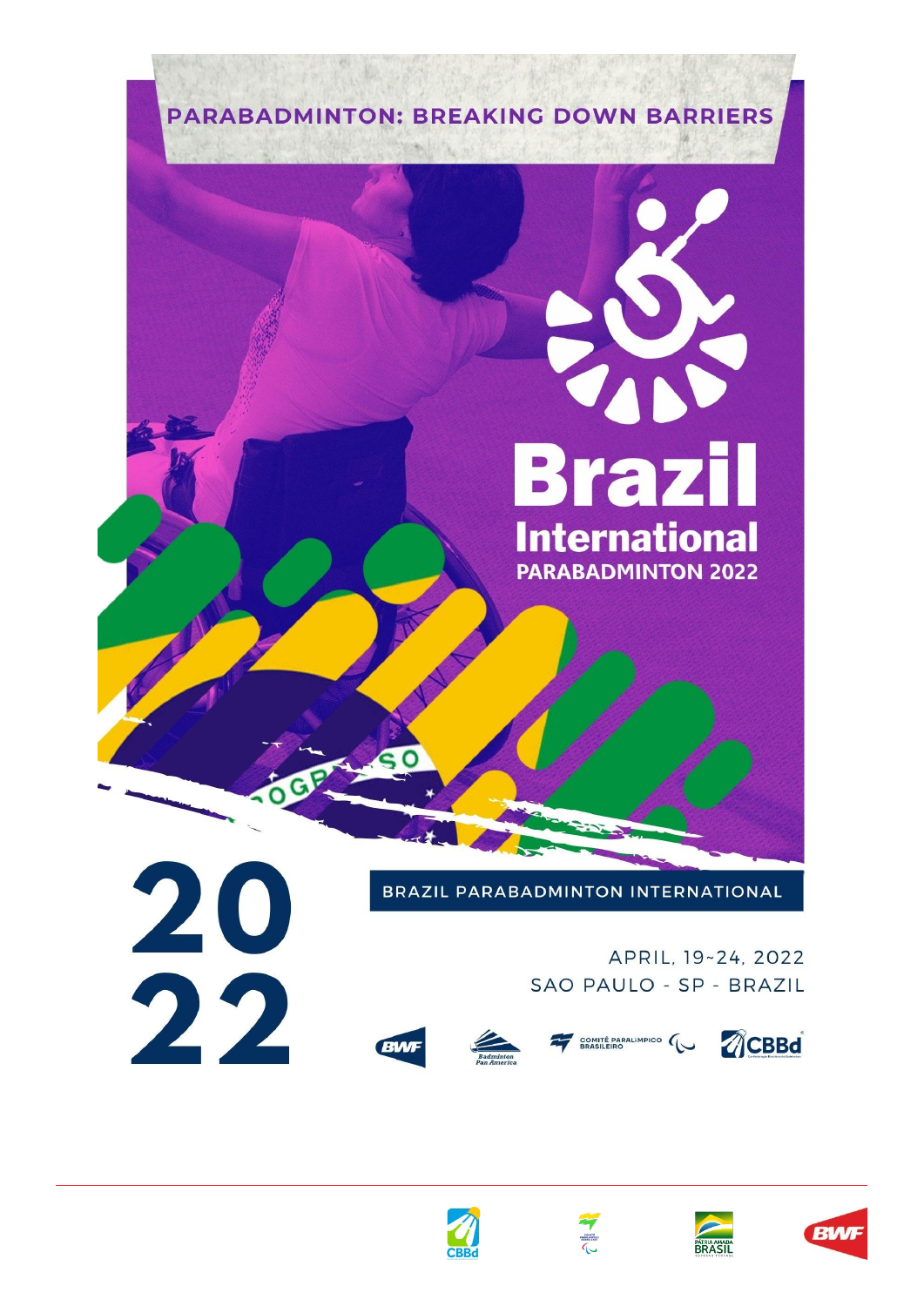# PARABADMINTON: BREAKING DOWN BARRIERS

**Brazil International**
**PARABADMINTON 2022**

2022

BRAZIL PARABADMINTON INTERNATIONAL

APRIL, 19-24, 2022
SAO PAULO - SP - BRAZIL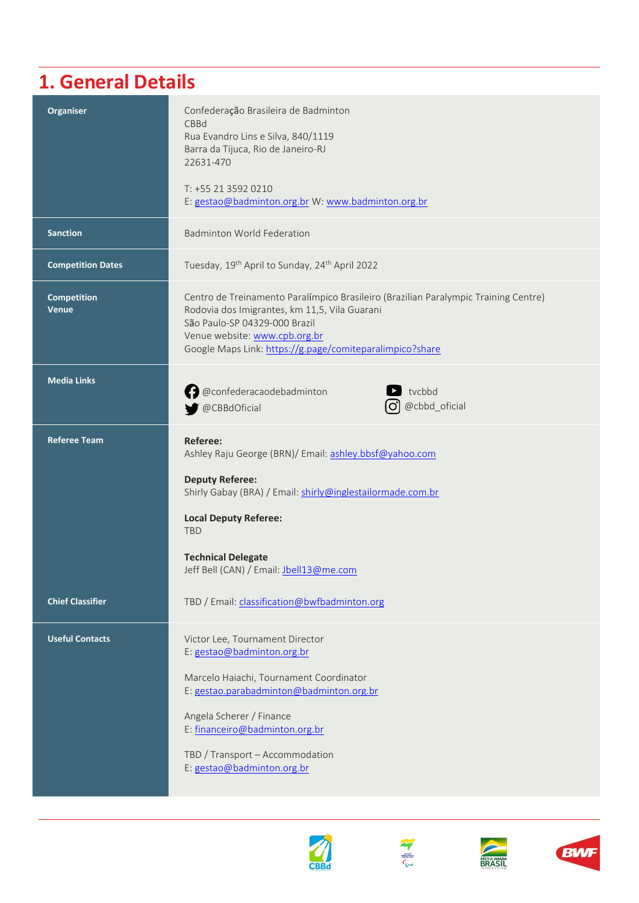# 1. General Details

| | |
|---|---|
| **Organiser** | Confederação Brasileira de Badminton<br>CBBd<br>Rua Evandro Lins e Silva, 840/1119<br>Barra da Tijuca, Rio de Janeiro-RJ<br>22631-470<br><br>T: +55 21 3592 0210<br>E: gestao@badminton.org.br W: www.badminton.org.br |
| **Sanction** | Badminton World Federation |
| **Competition Dates** | Tuesday, 19th April to Sunday, 24th April 2022 |
| **Competition Venue** | Centro de Treinamento Paralímpico Brasileiro (Brazilian Paralympic Training Centre)<br>Rodovia dos Imigrantes, km 11,5, Vila Guarani<br>São Paulo-SP 04329-000 Brazil<br>Venue website: www.cpb.org.br<br>Google Maps Link: https://g.page/comiteparalimpico?share |
| **Media Links** | @confederacaodebadminton<br>@CBBdOficial<br>tvcbbd<br>@cbbd_oficial |
| **Referee Team** | **Referee:**<br>Ashley Raju George (BRN)/ Email: ashley.bbsf@yahoo.com<br><br>**Deputy Referee:**<br>Shirly Gabay (BRA) / Email: shirly@inglestailormade.com.br<br><br>**Local Deputy Referee:**<br>TBD<br><br>**Technical Delegate**<br>Jeff Bell (CAN) / Email: Jbell13@me.com |
| **Chief Classifier** | TBD / Email: classification@bwfbadminton.org |
| **Useful Contacts** | Victor Lee, Tournament Director<br>E: gestao@badminton.org.br<br><br>Marcelo Haiachi, Tournament Coordinator<br>E: gestao.parabadminton@badminton.org.br<br><br>Angela Scherer / Finance<br>E: financeiro@badminton.org.br<br><br>TBD / Transport – Accommodation<br>E: gestao@badminton.org.br |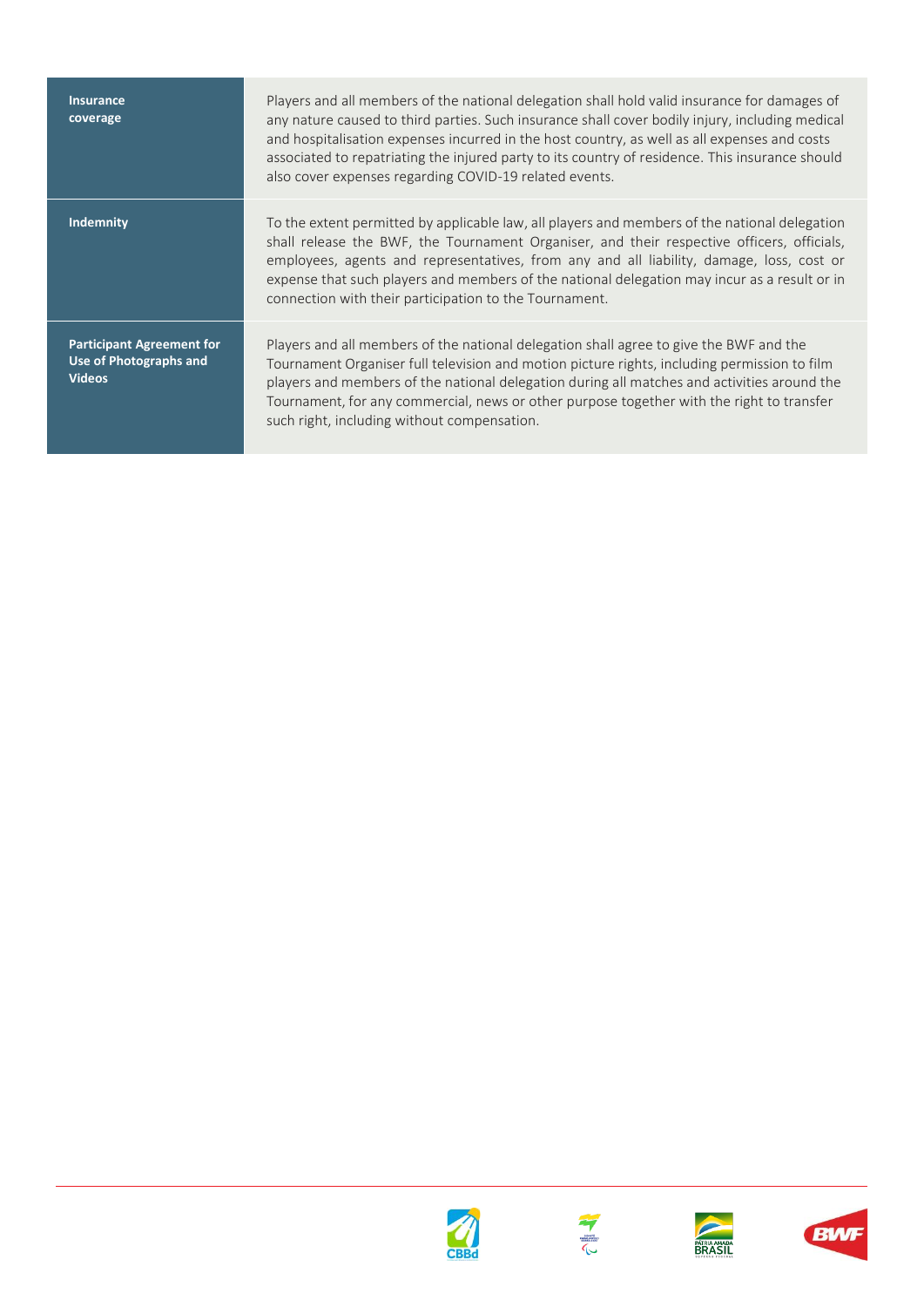| | |
|---|---|
| **Insurance coverage** | Players and all members of the national delegation shall hold valid insurance for damages of any nature caused to third parties. Such insurance shall cover bodily injury, including medical and hospitalisation expenses incurred in the host country, as well as all expenses and costs associated to repatriating the injured party to its country of residence. This insurance should also cover expenses regarding COVID-19 related events. |
| **Indemnity** | To the extent permitted by applicable law, all players and members of the national delegation shall release the BWF, the Tournament Organiser, and their respective officers, officials, employees, agents and representatives, from any and all liability, damage, loss, cost or expense that such players and members of the national delegation may incur as a result or in connection with their participation to the Tournament. |
| **Participant Agreement for Use of Photographs and Videos** | Players and all members of the national delegation shall agree to give the BWF and the Tournament Organiser full television and motion picture rights, including permission to film players and members of the national delegation during all matches and activities around the Tournament, for any commercial, news or other purpose together with the right to transfer such right, including without compensation. |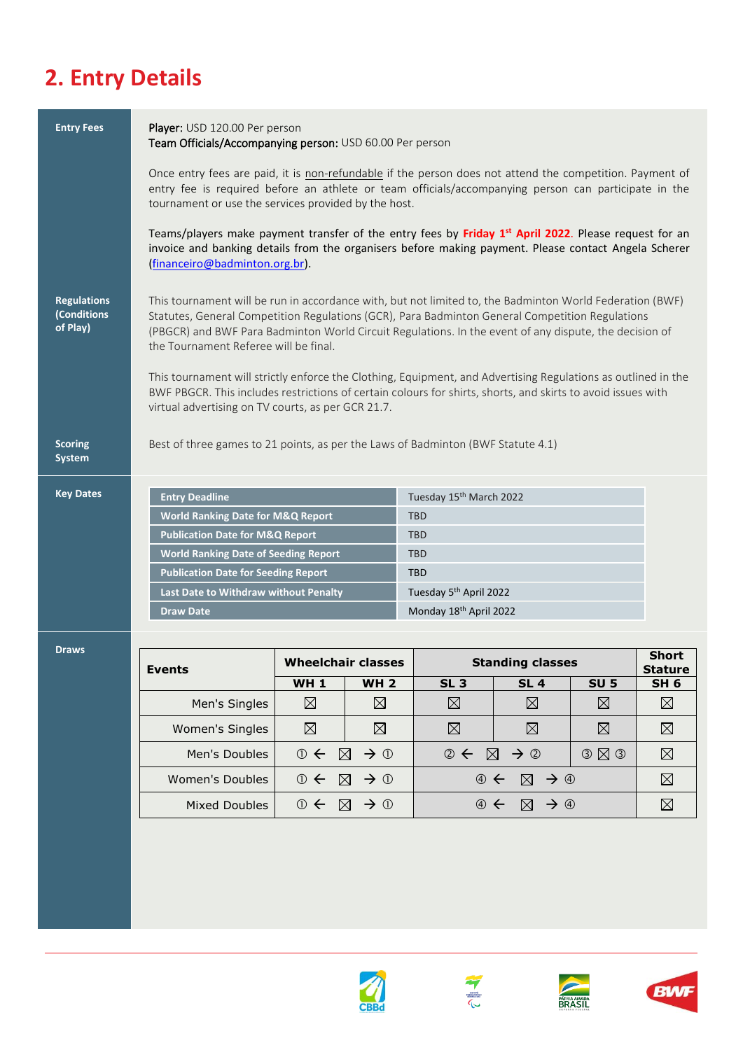## 2. Entry Details

**Entry Fees**

Player: USD 120.00 Per person
Team Officials/Accompanying person: USD 60.00 Per person

Once entry fees are paid, it is non-refundable if the person does not attend the competition. Payment of entry fee is required before an athlete or team officials/accompanying person can participate in the tournament or use the services provided by the host.

Teams/players make payment transfer of the entry fees by **Friday 1st April 2022**. Please request for an invoice and banking details from the organisers before making payment. Please contact Angela Scherer (financeiro@badminton.org.br).

**Regulations (Conditions of Play)**

This tournament will be run in accordance with, but not limited to, the Badminton World Federation (BWF) Statutes, General Competition Regulations (GCR), Para Badminton General Competition Regulations (PBGCR) and BWF Para Badminton World Circuit Regulations. In the event of any dispute, the decision of the Tournament Referee will be final.

This tournament will strictly enforce the Clothing, Equipment, and Advertising Regulations as outlined in the BWF PBGCR. This includes restrictions of certain colours for shirts, shorts, and skirts to avoid issues with virtual advertising on TV courts, as per GCR 21.7.

**Scoring System**

Best of three games to 21 points, as per the Laws of Badminton (BWF Statute 4.1)

**Key Dates**

| | |
|---|---|
| Entry Deadline | Tuesday 15th March 2022 |
| World Ranking Date for M&Q Report | TBD |
| Publication Date for M&Q Report | TBD |
| World Ranking Date of Seeding Report | TBD |
| Publication Date for Seeding Report | TBD |
| Last Date to Withdraw without Penalty | Tuesday 5th April 2022 |
| Draw Date | Monday 18th April 2022 |

**Draws**

| Events | Wheelchair classes | | Standing classes | | | Short Stature |
|---|---|---|---|---|---|---|
| | WH 1 | WH 2 | SL 3 | SL 4 | SU 5 | SH 6 |
| Men's Singles | ☒ | ☒ | ☒ | ☒ | ☒ | ☒ |
| Women's Singles | ☒ | ☒ | ☒ | ☒ | ☒ | ☒ |
| Men's Doubles | ① ← ☒ → ① | | ② ← ☒ → ② | | ③ ☒ ③ | ☒ |
| Women's Doubles | ① ← ☒ → ① | | ④ ← ☒ → ④ | | | ☒ |
| Mixed Doubles | ① ← ☒ → ① | | ④ ← ☒ → ④ | | | ☒ |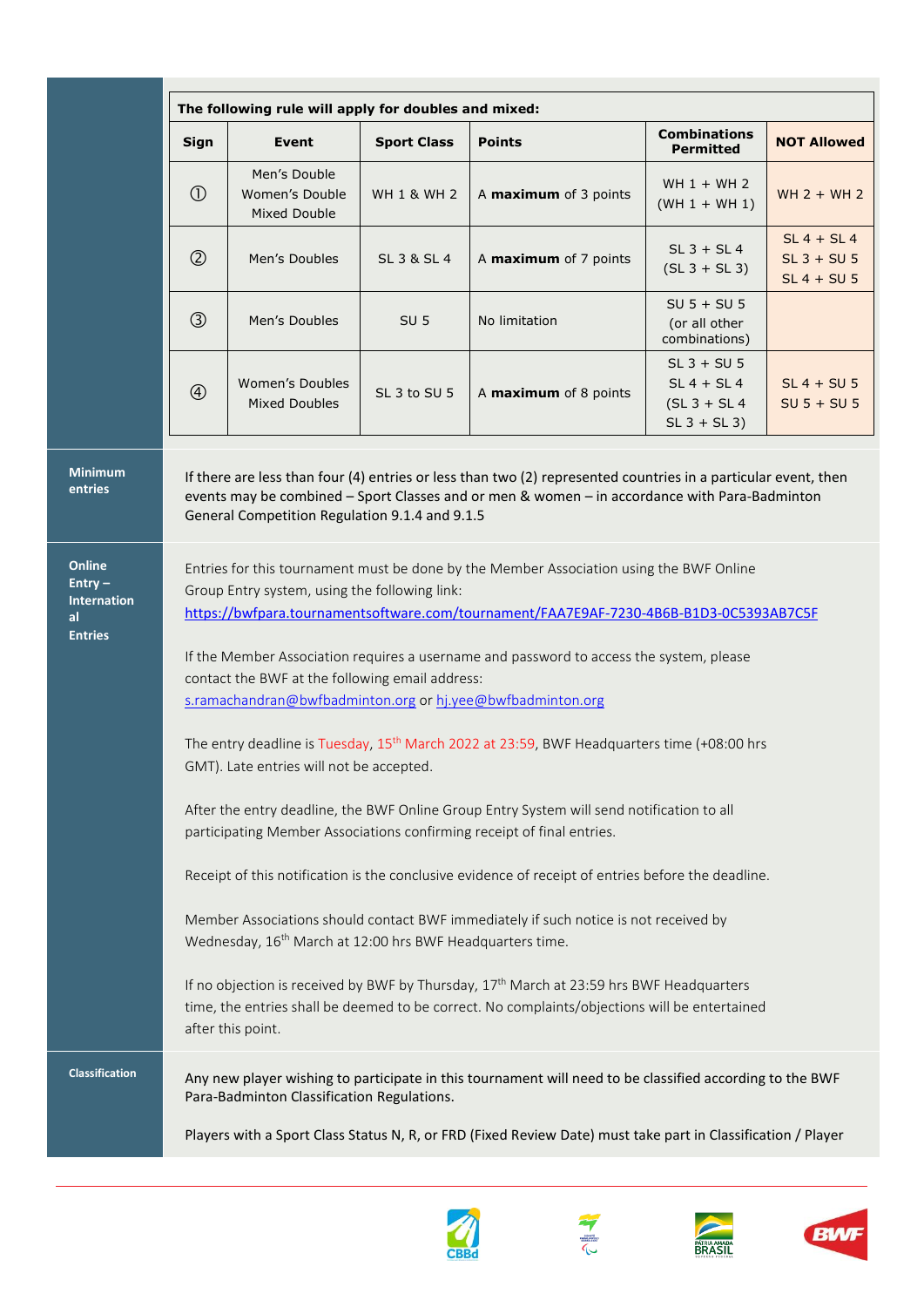**The following rule will apply for doubles and mixed:**

| Sign | Event | Sport Class | Points | Combinations Permitted | NOT Allowed |
|---|---|---|---|---|---|
| ① | Men's Double<br>Women's Double<br>Mixed Double | WH 1 & WH 2 | A **maximum** of 3 points | WH 1 + WH 2<br>(WH 1 + WH 1) | WH 2 + WH 2 |
| ② | Men's Doubles | SL 3 & SL 4 | A **maximum** of 7 points | SL 3 + SL 4<br>(SL 3 + SL 3) | SL 4 + SL 4<br>SL 3 + SU 5<br>SL 4 + SU 5 |
| ③ | Men's Doubles | SU 5 | No limitation | SU 5 + SU 5<br>(or all other combinations) | |
| ④ | Women's Doubles<br>Mixed Doubles | SL 3 to SU 5 | A **maximum** of 8 points | SL 3 + SU 5<br>SL 4 + SL 4<br>(SL 3 + SL 4<br>SL 3 + SL 3) | SL 4 + SU 5<br>SU 5 + SU 5 |

**Minimum entries**

If there are less than four (4) entries or less than two (2) represented countries in a particular event, then events may be combined – Sport Classes and or men & women – in accordance with Para-Badminton General Competition Regulation 9.1.4 and 9.1.5

**Online Entry – International Entries**

Entries for this tournament must be done by the Member Association using the BWF Online Group Entry system, using the following link:
https://bwfpara.tournamentsoftware.com/tournament/FAA7E9AF-7230-4B6B-B1D3-0C5393AB7C5F

If the Member Association requires a username and password to access the system, please contact the BWF at the following email address:
s.ramachandran@bwfbadminton.org or hj.yee@bwfbadminton.org

The entry deadline is Tuesday, 15th March 2022 at 23:59, BWF Headquarters time (+08:00 hrs GMT). Late entries will not be accepted.

After the entry deadline, the BWF Online Group Entry System will send notification to all participating Member Associations confirming receipt of final entries.

Receipt of this notification is the conclusive evidence of receipt of entries before the deadline.

Member Associations should contact BWF immediately if such notice is not received by Wednesday, 16th March at 12:00 hrs BWF Headquarters time.

If no objection is received by BWF by Thursday, 17th March at 23:59 hrs BWF Headquarters time, the entries shall be deemed to be correct. No complaints/objections will be entertained after this point.

**Classification**

Any new player wishing to participate in this tournament will need to be classified according to the BWF Para-Badminton Classification Regulations.

Players with a Sport Class Status N, R, or FRD (Fixed Review Date) must take part in Classification / Player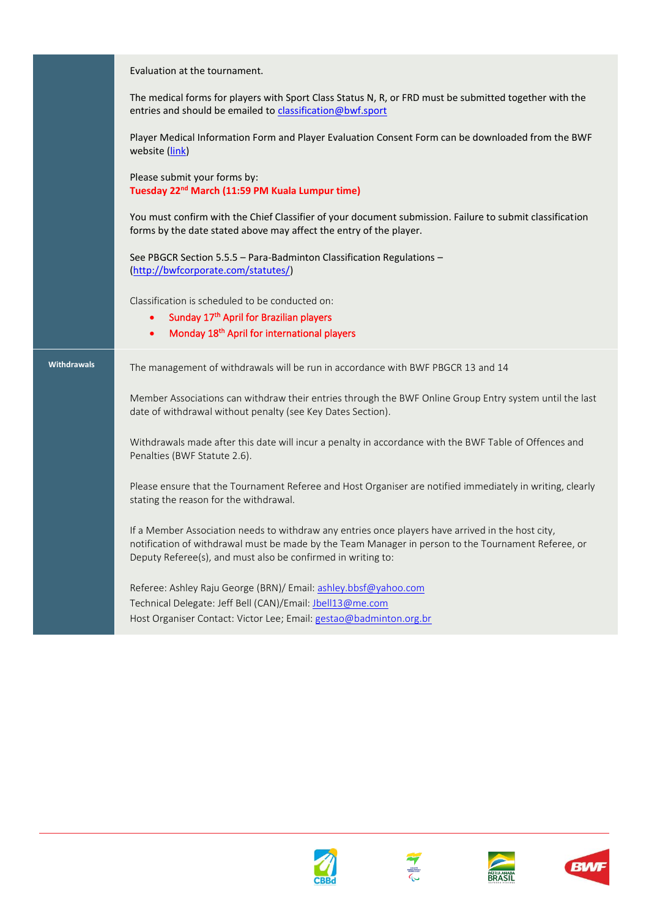Evaluation at the tournament.

The medical forms for players with Sport Class Status N, R, or FRD must be submitted together with the entries and should be emailed to classification@bwf.sport

Player Medical Information Form and Player Evaluation Consent Form can be downloaded from the BWF website (link)

Please submit your forms by:
**Tuesday 22nd March (11:59 PM Kuala Lumpur time)**

You must confirm with the Chief Classifier of your document submission. Failure to submit classification forms by the date stated above may affect the entry of the player.

See PBGCR Section 5.5.5 – Para-Badminton Classification Regulations – (http://bwfcorporate.com/statutes/)

Classification is scheduled to be conducted on:

- Sunday 17th April for Brazilian players
- Monday 18th April for international players

**Withdrawals**

The management of withdrawals will be run in accordance with BWF PBGCR 13 and 14

Member Associations can withdraw their entries through the BWF Online Group Entry system until the last date of withdrawal without penalty (see Key Dates Section).

Withdrawals made after this date will incur a penalty in accordance with the BWF Table of Offences and Penalties (BWF Statute 2.6).

Please ensure that the Tournament Referee and Host Organiser are notified immediately in writing, clearly stating the reason for the withdrawal.

If a Member Association needs to withdraw any entries once players have arrived in the host city, notification of withdrawal must be made by the Team Manager in person to the Tournament Referee, or Deputy Referee(s), and must also be confirmed in writing to:

Referee: Ashley Raju George (BRN)/ Email: ashley.bbsf@yahoo.com
Technical Delegate: Jeff Bell (CAN)/Email: Jbell13@me.com
Host Organiser Contact: Victor Lee; Email: gestao@badminton.org.br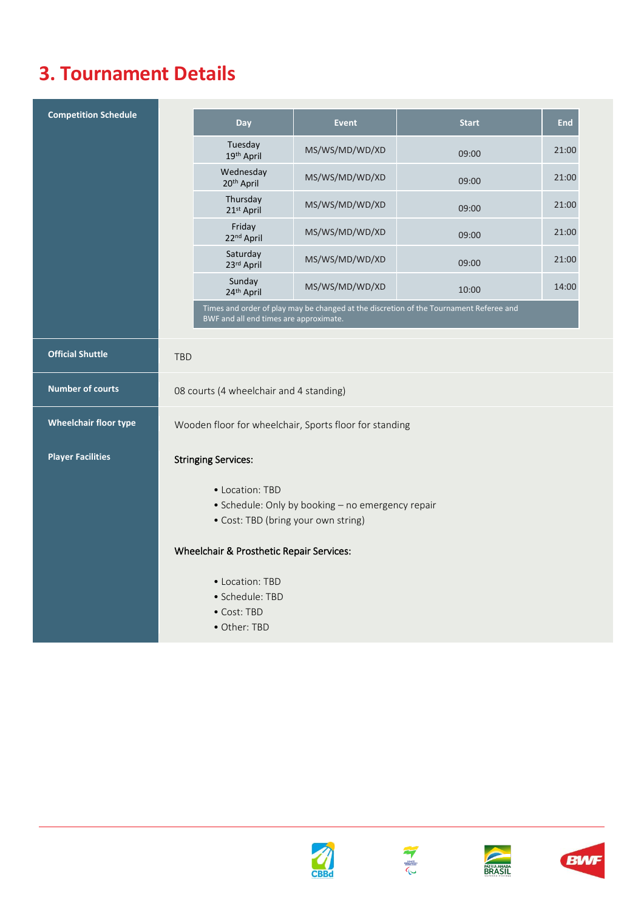# 3. Tournament Details

**Competition Schedule**

| Day | Event | Start | End |
|---|---|---|---|
| Tuesday 19th April | MS/WS/MD/WD/XD | 09:00 | 21:00 |
| Wednesday 20th April | MS/WS/MD/WD/XD | 09:00 | 21:00 |
| Thursday 21st April | MS/WS/MD/WD/XD | 09:00 | 21:00 |
| Friday 22nd April | MS/WS/MD/WD/XD | 09:00 | 21:00 |
| Saturday 23rd April | MS/WS/MD/WD/XD | 09:00 | 21:00 |
| Sunday 24th April | MS/WS/MD/WD/XD | 10:00 | 14:00 |

Times and order of play may be changed at the discretion of the Tournament Referee and BWF and all end times are approximate.

**Official Shuttle**

TBD

**Number of courts**

08 courts (4 wheelchair and 4 standing)

**Wheelchair floor type**

Wooden floor for wheelchair, Sports floor for standing

**Player Facilities**

Stringing Services:

- Location: TBD
- Schedule: Only by booking – no emergency repair
- Cost: TBD (bring your own string)

Wheelchair & Prosthetic Repair Services:

- Location: TBD
- Schedule: TBD
- Cost: TBD
- Other: TBD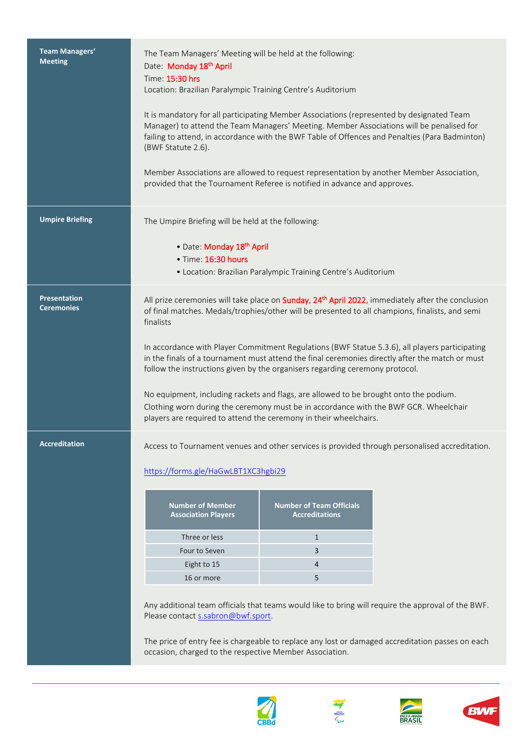## Team Managers' Meeting

The Team Managers' Meeting will be held at the following:

Date: Monday 18th April

Time: 15:30 hrs

Location: Brazilian Paralympic Training Centre's Auditorium

It is mandatory for all participating Member Associations (represented by designated Team Manager) to attend the Team Managers' Meeting. Member Associations will be penalised for failing to attend, in accordance with the BWF Table of Offences and Penalties (Para Badminton) (BWF Statute 2.6).

Member Associations are allowed to request representation by another Member Association, provided that the Tournament Referee is notified in advance and approves.

## Umpire Briefing

The Umpire Briefing will be held at the following:

- Date: Monday 18th April
- Time: 16:30 hours
- Location: Brazilian Paralympic Training Centre's Auditorium

## Presentation Ceremonies

All prize ceremonies will take place on Sunday, 24th April 2022, immediately after the conclusion of final matches. Medals/trophies/other will be presented to all champions, finalists, and semi finalists

In accordance with Player Commitment Regulations (BWF Statue 5.3.6), all players participating in the finals of a tournament must attend the final ceremonies directly after the match or must follow the instructions given by the organisers regarding ceremony protocol.

No equipment, including rackets and flags, are allowed to be brought onto the podium. Clothing worn during the ceremony must be in accordance with the BWF GCR. Wheelchair players are required to attend the ceremony in their wheelchairs.

## Accreditation

Access to Tournament venues and other services is provided through personalised accreditation.

https://forms.gle/HaGwLBT1XC3hgbi29

| Number of Member Association Players | Number of Team Officials Accreditations |
|---|---|
| Three or less | 1 |
| Four to Seven | 3 |
| Eight to 15 | 4 |
| 16 or more | 5 |

Any additional team officials that teams would like to bring will require the approval of the BWF. Please contact s.sabron@bwf.sport.

The price of entry fee is chargeable to replace any lost or damaged accreditation passes on each occasion, charged to the respective Member Association.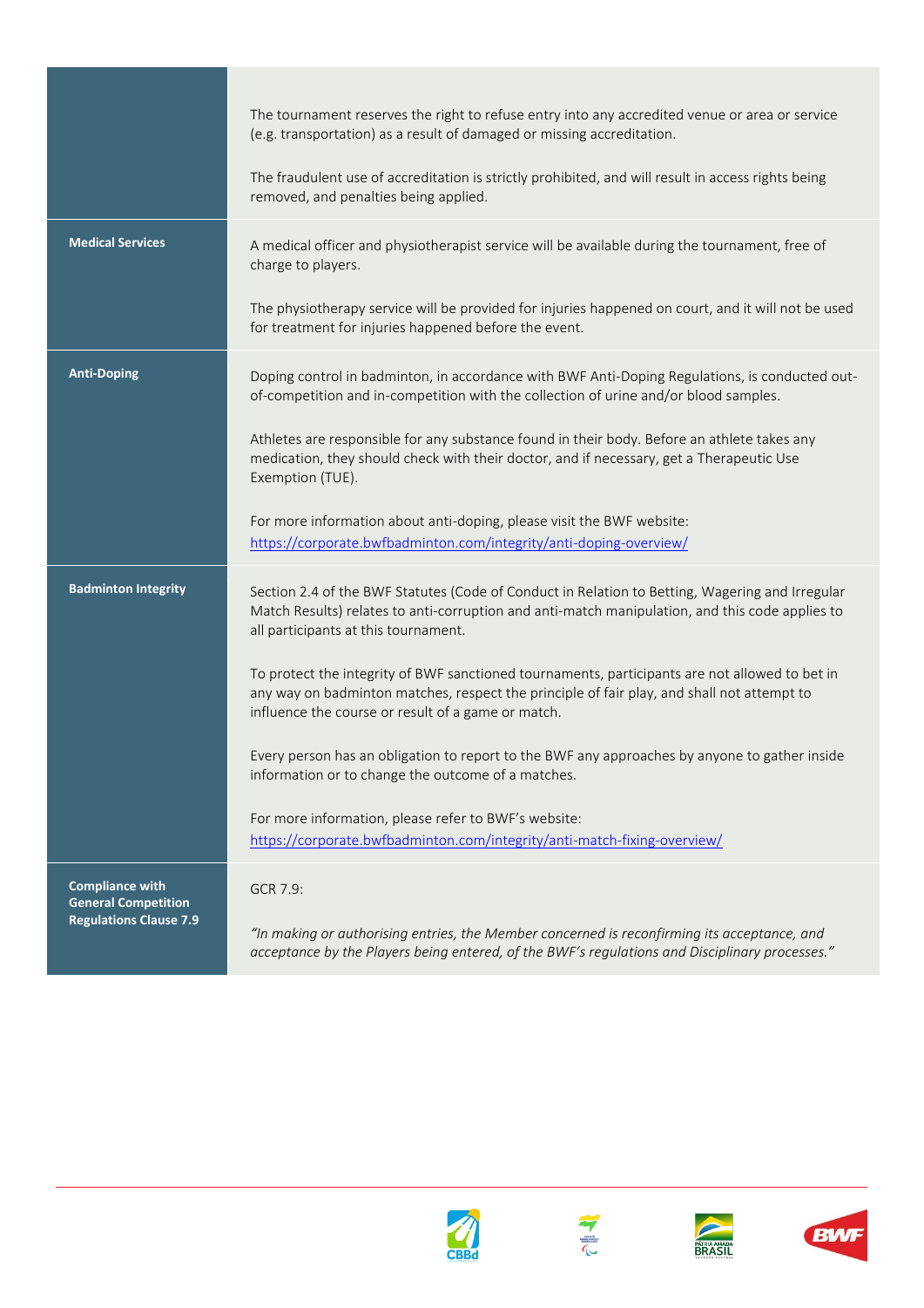| | |
|---|---|
| | The tournament reserves the right to refuse entry into any accredited venue or area or service (e.g. transportation) as a result of damaged or missing accreditation.<br><br>The fraudulent use of accreditation is strictly prohibited, and will result in access rights being removed, and penalties being applied. |
| **Medical Services** | A medical officer and physiotherapist service will be available during the tournament, free of charge to players.<br><br>The physiotherapy service will be provided for injuries happened on court, and it will not be used for treatment for injuries happened before the event. |
| **Anti-Doping** | Doping control in badminton, in accordance with BWF Anti-Doping Regulations, is conducted out-of-competition and in-competition with the collection of urine and/or blood samples.<br><br>Athletes are responsible for any substance found in their body. Before an athlete takes any medication, they should check with their doctor, and if necessary, get a Therapeutic Use Exemption (TUE).<br><br>For more information about anti-doping, please visit the BWF website: https://corporate.bwfbadminton.com/integrity/anti-doping-overview/ |
| **Badminton Integrity** | Section 2.4 of the BWF Statutes (Code of Conduct in Relation to Betting, Wagering and Irregular Match Results) relates to anti-corruption and anti-match manipulation, and this code applies to all participants at this tournament.<br><br>To protect the integrity of BWF sanctioned tournaments, participants are not allowed to bet in any way on badminton matches, respect the principle of fair play, and shall not attempt to influence the course or result of a game or match.<br><br>Every person has an obligation to report to the BWF any approaches by anyone to gather inside information or to change the outcome of a matches.<br><br>For more information, please refer to BWF's website: https://corporate.bwfbadminton.com/integrity/anti-match-fixing-overview/ |
| **Compliance with General Competition Regulations Clause 7.9** | GCR 7.9:<br><br>*"In making or authorising entries, the Member concerned is reconfirming its acceptance, and acceptance by the Players being entered, of the BWF's regulations and Disciplinary processes."* |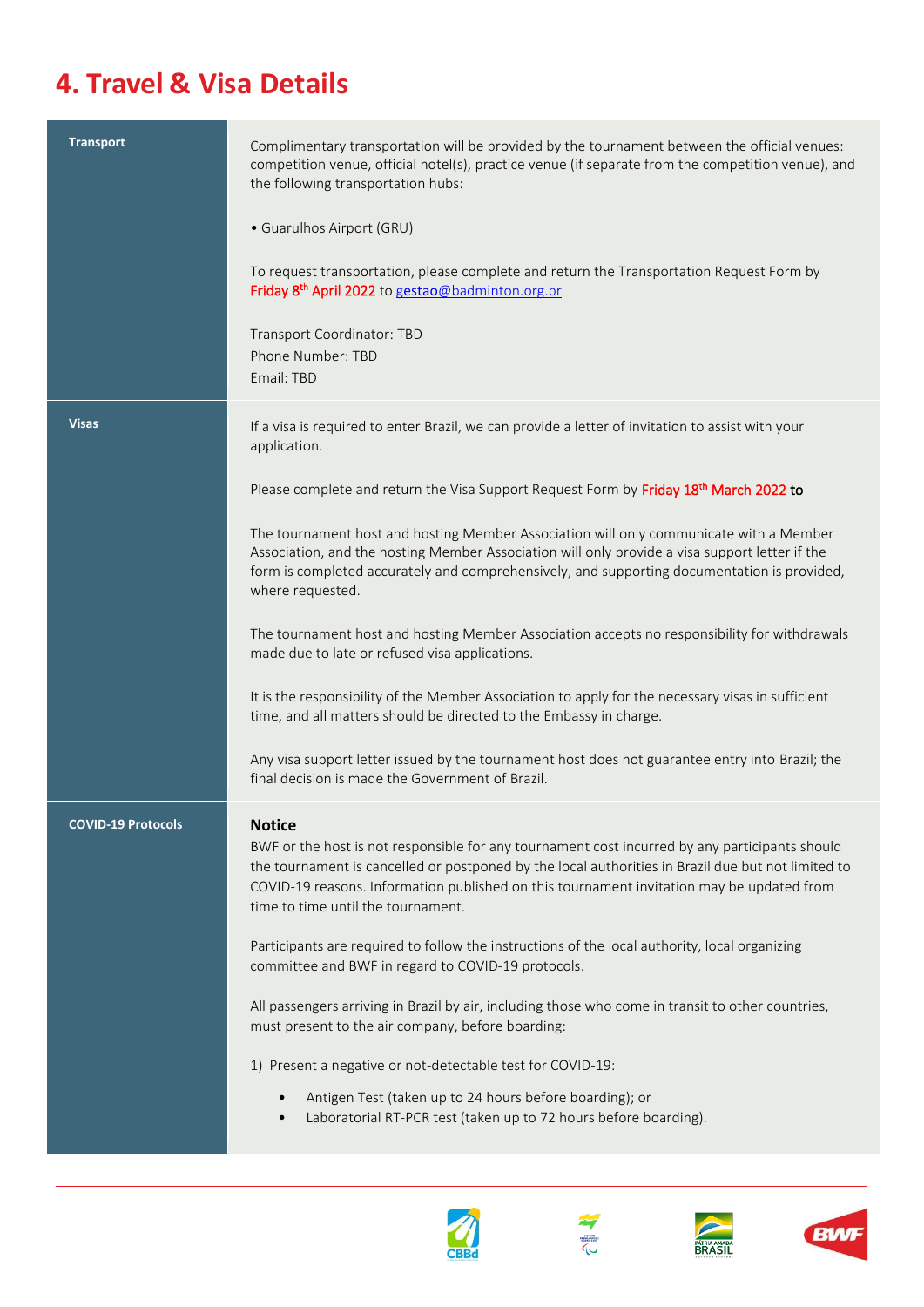# 4. Travel & Visa Details

| | |
|---|---|
| **Transport** | Complimentary transportation will be provided by the tournament between the official venues: competition venue, official hotel(s), practice venue (if separate from the competition venue), and the following transportation hubs:<br><br>• Guarulhos Airport (GRU)<br><br>To request transportation, please complete and return the Transportation Request Form by Friday 8th April 2022 to gestao@badminton.org.br<br><br>Transport Coordinator: TBD<br>Phone Number: TBD<br>Email: TBD |
| **Visas** | If a visa is required to enter Brazil, we can provide a letter of invitation to assist with your application.<br><br>Please complete and return the Visa Support Request Form by Friday 18th March 2022 to<br><br>The tournament host and hosting Member Association will only communicate with a Member Association, and the hosting Member Association will only provide a visa support letter if the form is completed accurately and comprehensively, and supporting documentation is provided, where requested.<br><br>The tournament host and hosting Member Association accepts no responsibility for withdrawals made due to late or refused visa applications.<br><br>It is the responsibility of the Member Association to apply for the necessary visas in sufficient time, and all matters should be directed to the Embassy in charge.<br><br>Any visa support letter issued by the tournament host does not guarantee entry into Brazil; the final decision is made the Government of Brazil. |
| **COVID-19 Protocols** | **Notice**<br>BWF or the host is not responsible for any tournament cost incurred by any participants should the tournament is cancelled or postponed by the local authorities in Brazil due but not limited to COVID-19 reasons. Information published on this tournament invitation may be updated from time to time until the tournament.<br><br>Participants are required to follow the instructions of the local authority, local organizing committee and BWF in regard to COVID-19 protocols.<br><br>All passengers arriving in Brazil by air, including those who come in transit to other countries, must present to the air company, before boarding:<br><br>1) Present a negative or not-detectable test for COVID-19:<br>• Antigen Test (taken up to 24 hours before boarding); or<br>• Laboratorial RT-PCR test (taken up to 72 hours before boarding). |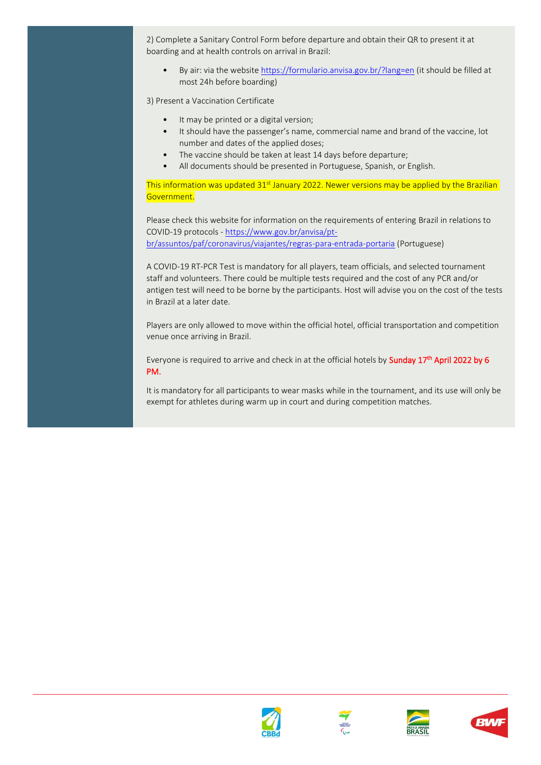2) Complete a Sanitary Control Form before departure and obtain their QR to present it at boarding and at health controls on arrival in Brazil:

- By air: via the website https://formulario.anvisa.gov.br/?lang=en (it should be filled at most 24h before boarding)

3) Present a Vaccination Certificate

- It may be printed or a digital version;
- It should have the passenger's name, commercial name and brand of the vaccine, lot number and dates of the applied doses;
- The vaccine should be taken at least 14 days before departure;
- All documents should be presented in Portuguese, Spanish, or English.

This information was updated 31st January 2022. Newer versions may be applied by the Brazilian Government.

Please check this website for information on the requirements of entering Brazil in relations to COVID-19 protocols - https://www.gov.br/anvisa/pt-br/assuntos/paf/coronavirus/viajantes/regras-para-entrada-portaria (Portuguese)

A COVID-19 RT-PCR Test is mandatory for all players, team officials, and selected tournament staff and volunteers. There could be multiple tests required and the cost of any PCR and/or antigen test will need to be borne by the participants. Host will advise you on the cost of the tests in Brazil at a later date.

Players are only allowed to move within the official hotel, official transportation and competition venue once arriving in Brazil.

Everyone is required to arrive and check in at the official hotels by **Sunday 17th April 2022 by 6 PM.**

It is mandatory for all participants to wear masks while in the tournament, and its use will only be exempt for athletes during warm up in court and during competition matches.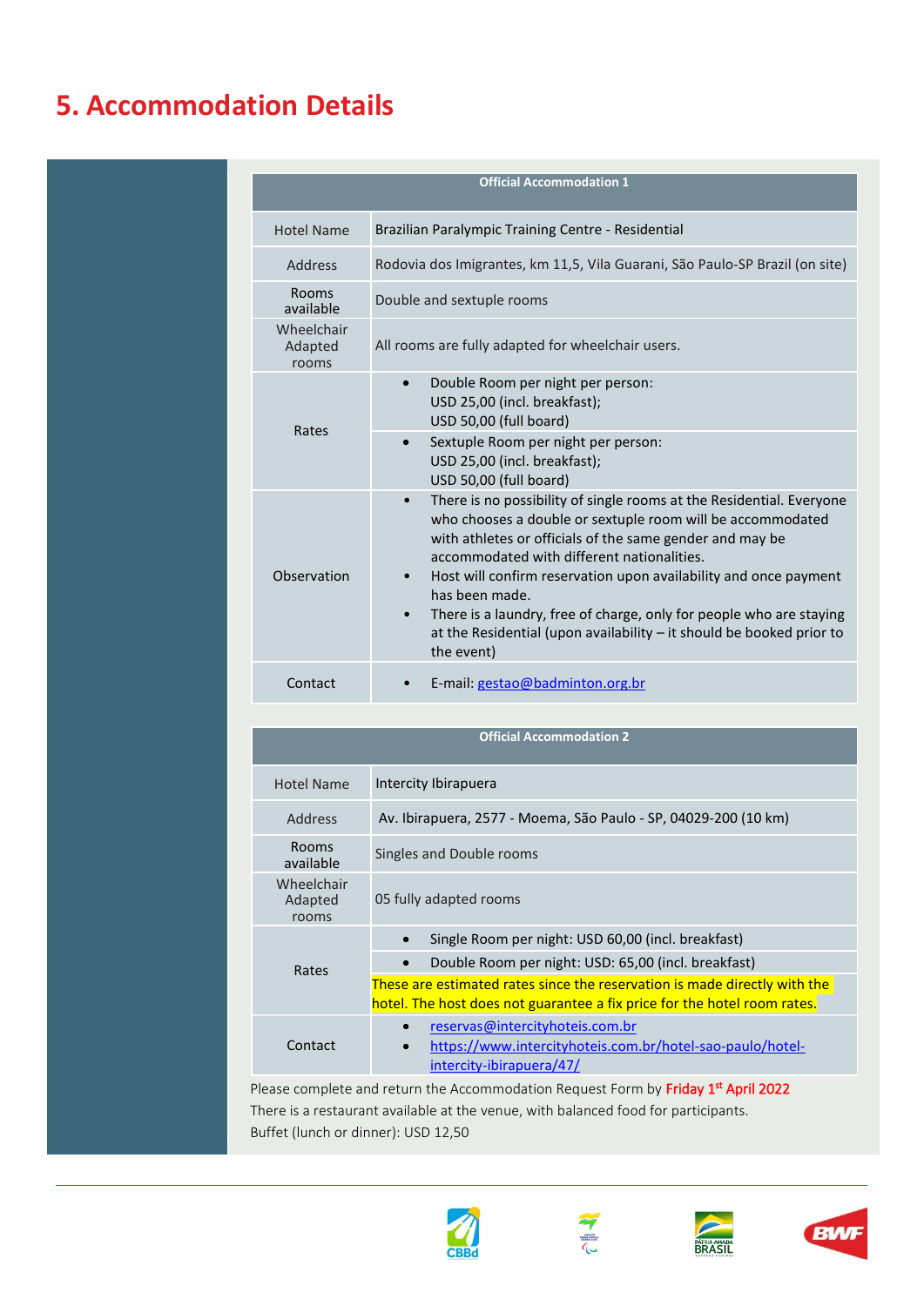# 5. Accommodation Details

| Official Accommodation 1 | |
|---|---|
| Hotel Name | Brazilian Paralympic Training Centre - Residential |
| Address | Rodovia dos Imigrantes, km 11,5, Vila Guarani, São Paulo-SP Brazil (on site) |
| Rooms available | Double and sextuple rooms |
| Wheelchair Adapted rooms | All rooms are fully adapted for wheelchair users. |
| Rates | • Double Room per night per person: USD 25,00 (incl. breakfast); USD 50,00 (full board) |
| | • Sextuple Room per night per person: USD 25,00 (incl. breakfast); USD 50,00 (full board) |
| Observation | • There is no possibility of single rooms at the Residential. Everyone who chooses a double or sextuple room will be accommodated with athletes or officials of the same gender and may be accommodated with different nationalities. • Host will confirm reservation upon availability and once payment has been made. • There is a laundry, free of charge, only for people who are staying at the Residential (upon availability – it should be booked prior to the event) |
| Contact | • E-mail: gestao@badminton.org.br |

| Official Accommodation 2 | |
|---|---|
| Hotel Name | Intercity Ibirapuera |
| Address | Av. Ibirapuera, 2577 - Moema, São Paulo - SP, 04029-200 (10 km) |
| Rooms available | Singles and Double rooms |
| Wheelchair Adapted rooms | 05 fully adapted rooms |
| Rates | • Single Room per night: USD 60,00 (incl. breakfast) |
| | • Double Room per night: USD: 65,00 (incl. breakfast) |
| | These are estimated rates since the reservation is made directly with the hotel. The host does not guarantee a fix price for the hotel room rates. |
| Contact | • reservas@intercityhoteis.com.br • https://www.intercityhoteis.com.br/hotel-sao-paulo/hotel-intercity-ibirapuera/47/ |

Please complete and return the Accommodation Request Form by **Friday 1st April 2022**

There is a restaurant available at the venue, with balanced food for participants.

Buffet (lunch or dinner): USD 12,50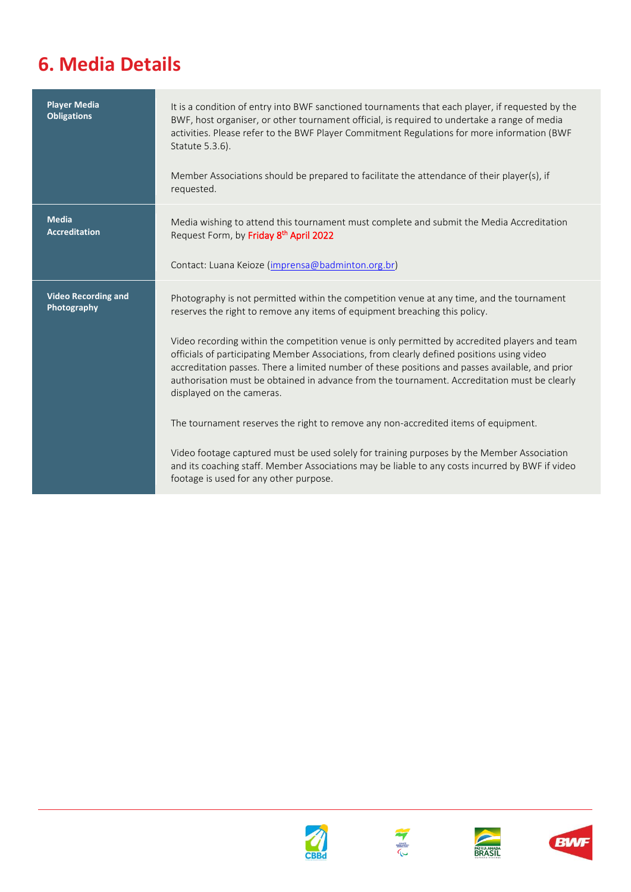# 6. Media Details

| | |
|---|---|
| **Player Media Obligations** | It is a condition of entry into BWF sanctioned tournaments that each player, if requested by the BWF, host organiser, or other tournament official, is required to undertake a range of media activities. Please refer to the BWF Player Commitment Regulations for more information (BWF Statute 5.3.6).<br><br>Member Associations should be prepared to facilitate the attendance of their player(s), if requested. |
| **Media Accreditation** | Media wishing to attend this tournament must complete and submit the Media Accreditation Request Form, by Friday 8th April 2022<br><br>Contact: Luana Keioze (imprensa@badminton.org.br) |
| **Video Recording and Photography** | Photography is not permitted within the competition venue at any time, and the tournament reserves the right to remove any items of equipment breaching this policy.<br><br>Video recording within the competition venue is only permitted by accredited players and team officials of participating Member Associations, from clearly defined positions using video accreditation passes. There a limited number of these positions and passes available, and prior authorisation must be obtained in advance from the tournament. Accreditation must be clearly displayed on the cameras.<br><br>The tournament reserves the right to remove any non-accredited items of equipment.<br><br>Video footage captured must be used solely for training purposes by the Member Association and its coaching staff. Member Associations may be liable to any costs incurred by BWF if video footage is used for any other purpose. |